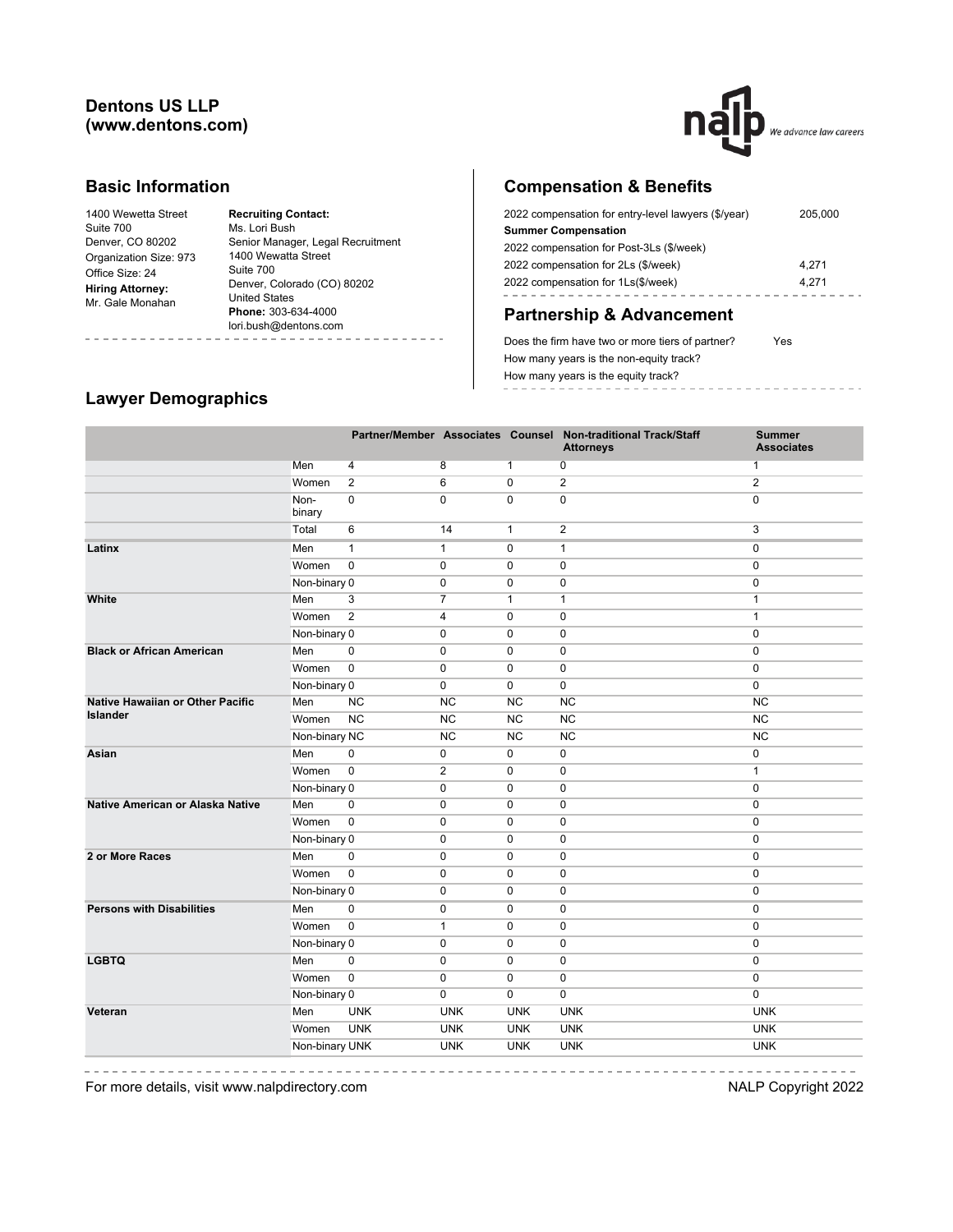# Dentons US LLP (www.dentons.com)

## Basic Information

1400 Wewetta Street
Suite 700
Denver, CO 80202
Organization Size: 973
Office Size: 24

**Hiring Attorney:**
Mr. Gale Monahan

**Recruiting Contact:**
Ms. Lori Bush
Senior Manager, Legal Recruitment
1400 Wewatta Street
Suite 700
Denver, Colorado (CO) 80202
United States
**Phone:** 303-634-4000
lori.bush@dentons.com

## Compensation & Benefits

| | |
|---|---|
| 2022 compensation for entry-level lawyers ($/year) | 205,000 |
| **Summer Compensation** | |
| 2022 compensation for Post-3Ls ($/week) | |
| 2022 compensation for 2Ls ($/week) | 4,271 |
| 2022 compensation for 1Ls($/week) | 4,271 |

## Partnership & Advancement

| | |
|---|---|
| Does the firm have two or more tiers of partner? | Yes |
| How many years is the non-equity track? | |
| How many years is the equity track? | |

## Lawyer Demographics

| | | Partner/Member | Associates | Counsel | Non-traditional Track/Staff Attorneys | Summer Associates |
|---|---|---|---|---|---|---|
| | Men | 4 | 8 | 1 | 0 | 1 |
| | Women | 2 | 6 | 0 | 2 | 2 |
| | Non-binary | 0 | 0 | 0 | 0 | 0 |
| | Total | 6 | 14 | 1 | 2 | 3 |
| **Latinx** | Men | 1 | 1 | 0 | 1 | 0 |
| | Women | 0 | 0 | 0 | 0 | 0 |
| | Non-binary | 0 | 0 | 0 | 0 | 0 |
| **White** | Men | 3 | 7 | 1 | 1 | 1 |
| | Women | 2 | 4 | 0 | 0 | 1 |
| | Non-binary | 0 | 0 | 0 | 0 | 0 |
| **Black or African American** | Men | 0 | 0 | 0 | 0 | 0 |
| | Women | 0 | 0 | 0 | 0 | 0 |
| | Non-binary | 0 | 0 | 0 | 0 | 0 |
| **Native Hawaiian or Other Pacific Islander** | Men | NC | NC | NC | NC | NC |
| | Women | NC | NC | NC | NC | NC |
| | Non-binary | NC | NC | NC | NC | NC |
| **Asian** | Men | 0 | 0 | 0 | 0 | 0 |
| | Women | 0 | 2 | 0 | 0 | 1 |
| | Non-binary | 0 | 0 | 0 | 0 | 0 |
| **Native American or Alaska Native** | Men | 0 | 0 | 0 | 0 | 0 |
| | Women | 0 | 0 | 0 | 0 | 0 |
| | Non-binary | 0 | 0 | 0 | 0 | 0 |
| **2 or More Races** | Men | 0 | 0 | 0 | 0 | 0 |
| | Women | 0 | 0 | 0 | 0 | 0 |
| | Non-binary | 0 | 0 | 0 | 0 | 0 |
| **Persons with Disabilities** | Men | 0 | 0 | 0 | 0 | 0 |
| | Women | 0 | 1 | 0 | 0 | 0 |
| | Non-binary | 0 | 0 | 0 | 0 | 0 |
| **LGBTQ** | Men | 0 | 0 | 0 | 0 | 0 |
| | Women | 0 | 0 | 0 | 0 | 0 |
| | Non-binary | 0 | 0 | 0 | 0 | 0 |
| **Veteran** | Men | UNK | UNK | UNK | UNK | UNK |
| | Women | UNK | UNK | UNK | UNK | UNK |
| | Non-binary | UNK | UNK | UNK | UNK | UNK |

For more details, visit www.nalpdirectory.com

NALP Copyright 2022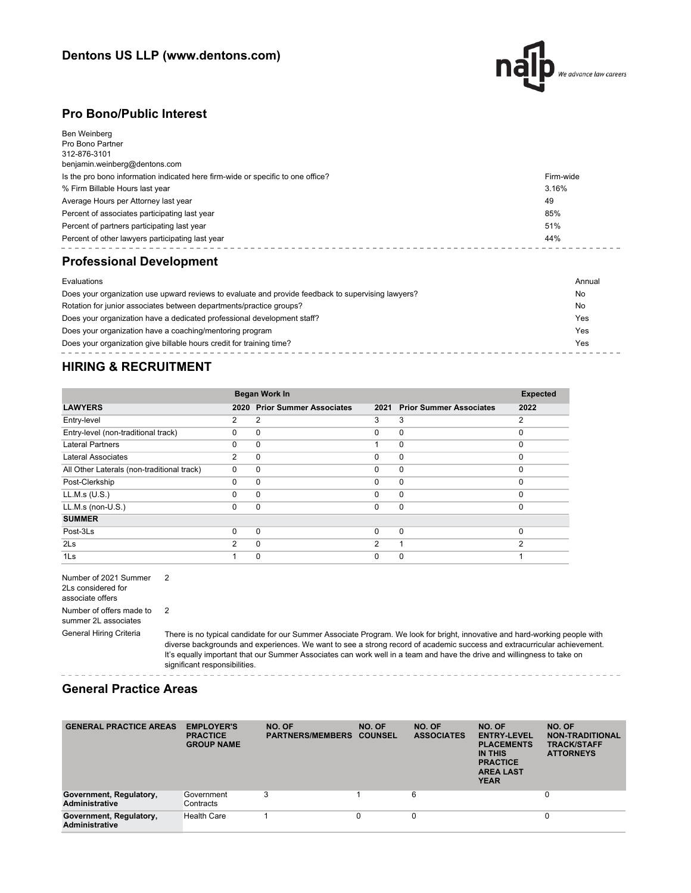## Dentons US LLP (www.dentons.com)

## Pro Bono/Public Interest

Ben Weinberg
Pro Bono Partner
312-876-3101
benjamin.weinberg@dentons.com

| | |
|---|---|
| Is the pro bono information indicated here firm-wide or specific to one office? | Firm-wide |
| % Firm Billable Hours last year | 3.16% |
| Average Hours per Attorney last year | 49 |
| Percent of associates participating last year | 85% |
| Percent of partners participating last year | 51% |
| Percent of other lawyers participating last year | 44% |

## Professional Development

| | |
|---|---|
| Evaluations | Annual |
| Does your organization use upward reviews to evaluate and provide feedback to supervising lawyers? | No |
| Rotation for junior associates between departments/practice groups? | No |
| Does your organization have a dedicated professional development staff? | Yes |
| Does your organization have a coaching/mentoring program | Yes |
| Does your organization give billable hours credit for training time? | Yes |

## HIRING & RECRUITMENT

| | Began Work In | | | | Expected |
|---|---|---|---|---|---|
| **LAWYERS** | **2020** | **Prior Summer Associates** | **2021** | **Prior Summer Associates** | **2022** |
| Entry-level | 2 | 2 | 3 | 3 | 2 |
| Entry-level (non-traditional track) | 0 | 0 | 0 | 0 | 0 |
| Lateral Partners | 0 | 0 | 1 | 0 | 0 |
| Lateral Associates | 2 | 0 | 0 | 0 | 0 |
| All Other Laterals (non-traditional track) | 0 | 0 | 0 | 0 | 0 |
| Post-Clerkship | 0 | 0 | 0 | 0 | 0 |
| LL.M.s (U.S.) | 0 | 0 | 0 | 0 | 0 |
| LL.M.s (non-U.S.) | 0 | 0 | 0 | 0 | 0 |
| **SUMMER** | | | | | |
| Post-3Ls | 0 | 0 | 0 | 0 | 0 |
| 2Ls | 2 | 0 | 2 | 1 | 2 |
| 1Ls | 1 | 0 | 0 | 0 | 1 |

| | |
|---|---|
| Number of 2021 Summer 2Ls considered for associate offers | 2 |
| Number of offers made to summer 2L associates | 2 |
| General Hiring Criteria | There is no typical candidate for our Summer Associate Program. We look for bright, innovative and hard-working people with diverse backgrounds and experiences. We want to see a strong record of academic success and extracurricular achievement. It's equally important that our Summer Associates can work well in a team and have the drive and willingness to take on significant responsibilities. |

## General Practice Areas

| GENERAL PRACTICE AREAS | EMPLOYER'S PRACTICE GROUP NAME | NO. OF PARTNERS/MEMBERS | NO. OF COUNSEL | NO. OF ASSOCIATES | NO. OF ENTRY-LEVEL PLACEMENTS IN THIS PRACTICE AREA LAST YEAR | NO. OF NON-TRADITIONAL TRACK/STAFF ATTORNEYS |
|---|---|---|---|---|---|---|
| **Government, Regulatory, Administrative** | Government Contracts | 3 | 1 | 6 | | 0 |
| **Government, Regulatory, Administrative** | Health Care | 1 | 0 | 0 | | 0 |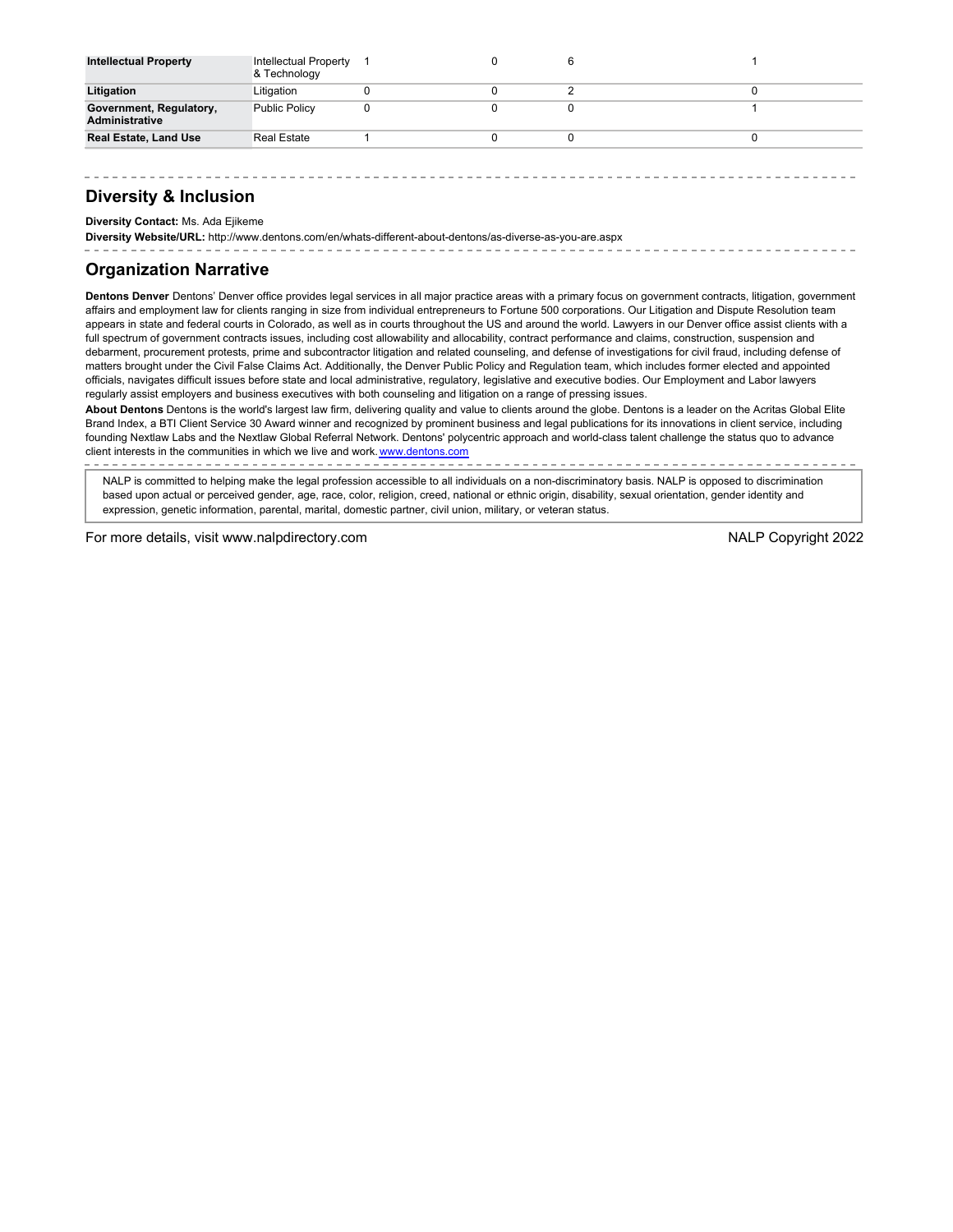| | | | | | |
|---|---|---|---|---|---|
| **Intellectual Property** | Intellectual Property & Technology | 1 | 0 | 6 | 1 |
| **Litigation** | Litigation | 0 | 0 | 2 | 0 |
| **Government, Regulatory, Administrative** | Public Policy | 0 | 0 | 0 | 1 |
| **Real Estate, Land Use** | Real Estate | 1 | 0 | 0 | 0 |

## Diversity & Inclusion

**Diversity Contact:** Ms. Ada Ejikeme

**Diversity Website/URL:** http://www.dentons.com/en/whats-different-about-dentons/as-diverse-as-you-are.aspx

## Organization Narrative

**Dentons Denver** Dentons' Denver office provides legal services in all major practice areas with a primary focus on government contracts, litigation, government affairs and employment law for clients ranging in size from individual entrepreneurs to Fortune 500 corporations. Our Litigation and Dispute Resolution team appears in state and federal courts in Colorado, as well as in courts throughout the US and around the world. Lawyers in our Denver office assist clients with a full spectrum of government contracts issues, including cost allowability and allocability, contract performance and claims, construction, suspension and debarment, procurement protests, prime and subcontractor litigation and related counseling, and defense of investigations for civil fraud, including defense of matters brought under the Civil False Claims Act. Additionally, the Denver Public Policy and Regulation team, which includes former elected and appointed officials, navigates difficult issues before state and local administrative, regulatory, legislative and executive bodies. Our Employment and Labor lawyers regularly assist employers and business executives with both counseling and litigation on a range of pressing issues.

**About Dentons** Dentons is the world's largest law firm, delivering quality and value to clients around the globe. Dentons is a leader on the Acritas Global Elite Brand Index, a BTI Client Service 30 Award winner and recognized by prominent business and legal publications for its innovations in client service, including founding Nextlaw Labs and the Nextlaw Global Referral Network. Dentons' polycentric approach and world-class talent challenge the status quo to advance client interests in the communities in which we live and work. www.dentons.com

NALP is committed to helping make the legal profession accessible to all individuals on a non-discriminatory basis. NALP is opposed to discrimination based upon actual or perceived gender, age, race, color, religion, creed, national or ethnic origin, disability, sexual orientation, gender identity and expression, genetic information, parental, marital, domestic partner, civil union, military, or veteran status.